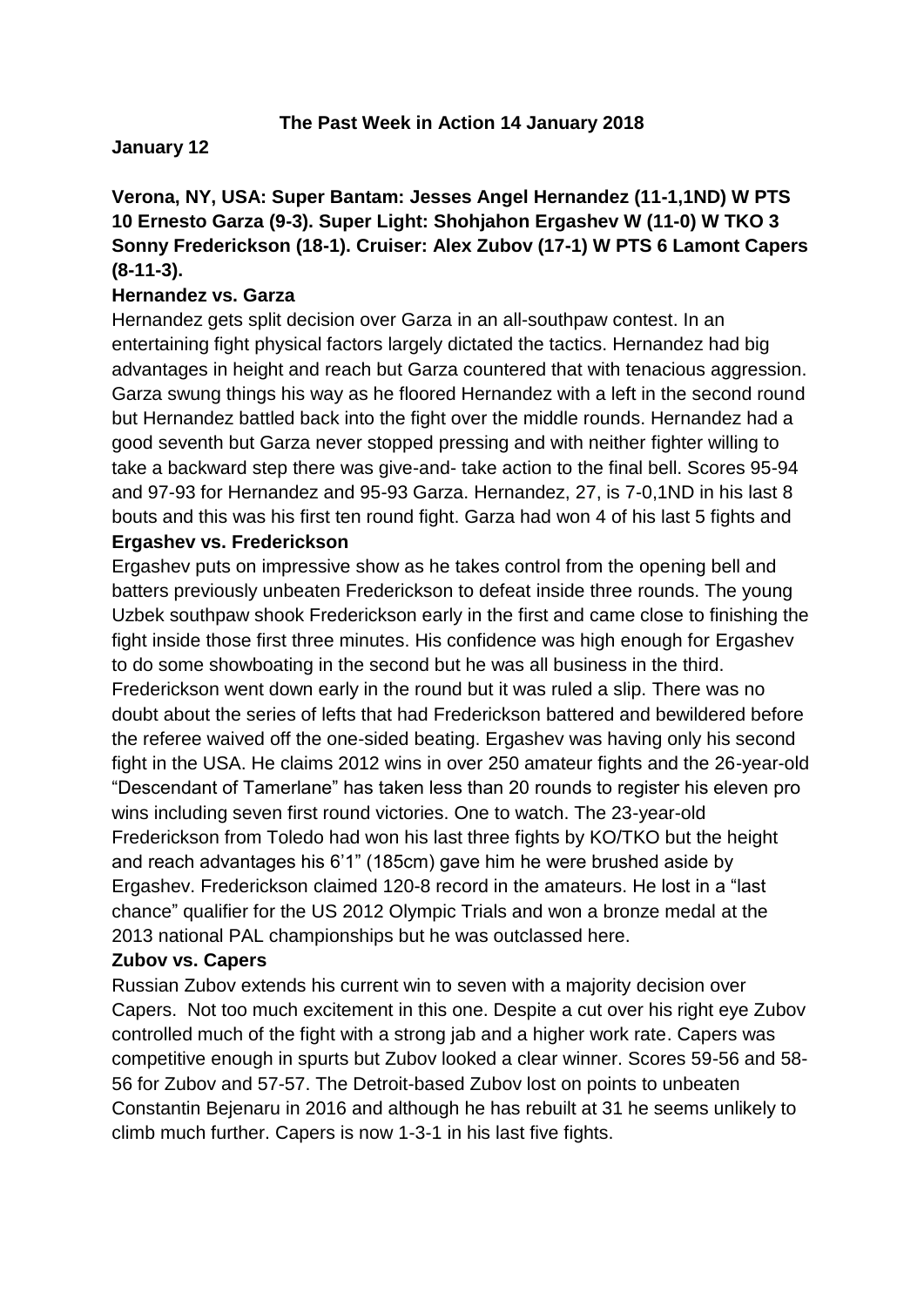## The Past Week in Action 14 January 2018

### January 12

**Verona, NY, USA: Super Bantam: Jesses Angel Hernandez (11-1,1ND) W PTS 10 Ernesto Garza (9-3). Super Light: Shohjahon Ergashev W (11-0) W TKO 3 Sonny Frederickson (18-1). Cruiser: Alex Zubov (17-1) W PTS 6 Lamont Capers (8-11-3).**

**Hernandez vs. Garza**

Hernandez gets split decision over Garza in an all-southpaw contest. In an entertaining fight physical factors largely dictated the tactics. Hernandez had big advantages in height and reach but Garza countered that with tenacious aggression. Garza swung things his way as he floored Hernandez with a left in the second round but Hernandez battled back into the fight over the middle rounds. Hernandez had a good seventh but Garza never stopped pressing and with neither fighter willing to take a backward step there was give-and- take action to the final bell. Scores 95-94 and 97-93 for Hernandez and 95-93 Garza. Hernandez, 27, is 7-0,1ND in his last 8 bouts and this was his first ten round fight. Garza had won 4 of his last 5 fights and

**Ergashev vs. Frederickson**

Ergashev puts on impressive show as he takes control from the opening bell and batters previously unbeaten Frederickson to defeat inside three rounds. The young Uzbek southpaw shook Frederickson early in the first and came close to finishing the fight inside those first three minutes. His confidence was high enough for Ergashev to do some showboating in the second but he was all business in the third. Frederickson went down early in the round but it was ruled a slip. There was no doubt about the series of lefts that had Frederickson battered and bewildered before the referee waived off the one-sided beating. Ergashev was having only his second fight in the USA. He claims 2012 wins in over 250 amateur fights and the 26-year-old "Descendant of Tamerlane" has taken less than 20 rounds to register his eleven pro wins including seven first round victories. One to watch. The 23-year-old Frederickson from Toledo had won his last three fights by KO/TKO but the height and reach advantages his 6'1" (185cm) gave him he were brushed aside by Ergashev. Frederickson claimed 120-8 record in the amateurs. He lost in a "last chance" qualifier for the US 2012 Olympic Trials and won a bronze medal at the 2013 national PAL championships but he was outclassed here.

**Zubov vs. Capers**

Russian Zubov extends his current win to seven with a majority decision over Capers. Not too much excitement in this one. Despite a cut over his right eye Zubov controlled much of the fight with a strong jab and a higher work rate. Capers was competitive enough in spurts but Zubov looked a clear winner. Scores 59-56 and 58-56 for Zubov and 57-57. The Detroit-based Zubov lost on points to unbeaten Constantin Bejenaru in 2016 and although he has rebuilt at 31 he seems unlikely to climb much further. Capers is now 1-3-1 in his last five fights.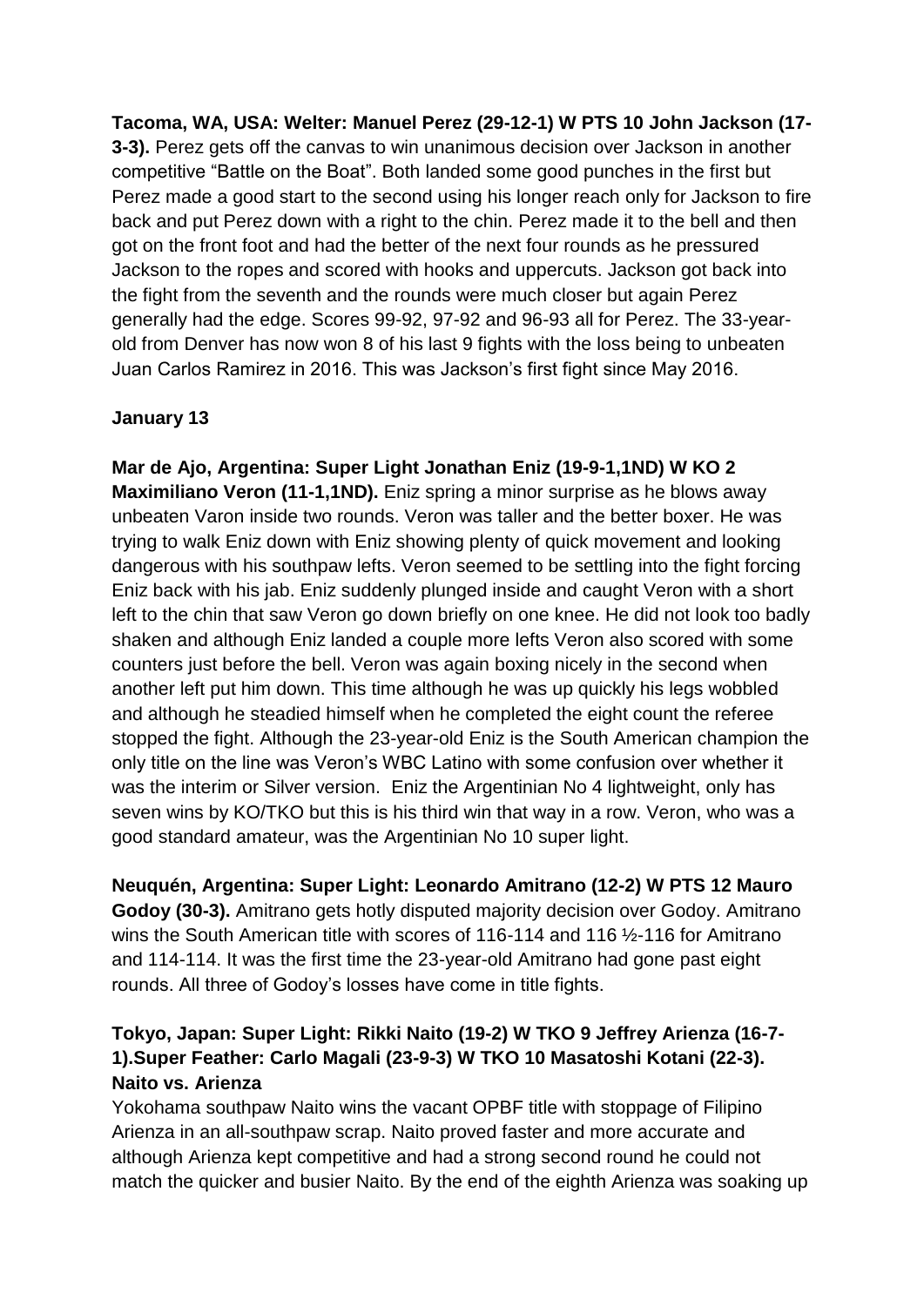**Tacoma, WA, USA: Welter: Manuel Perez (29-12-1) W PTS 10 John Jackson (17-3-3).** Perez gets off the canvas to win unanimous decision over Jackson in another competitive "Battle on the Boat". Both landed some good punches in the first but Perez made a good start to the second using his longer reach only for Jackson to fire back and put Perez down with a right to the chin. Perez made it to the bell and then got on the front foot and had the better of the next four rounds as he pressured Jackson to the ropes and scored with hooks and uppercuts. Jackson got back into the fight from the seventh and the rounds were much closer but again Perez generally had the edge. Scores 99-92, 97-92 and 96-93 all for Perez. The 33-year-old from Denver has now won 8 of his last 9 fights with the loss being to unbeaten Juan Carlos Ramirez in 2016. This was Jackson's first fight since May 2016.

**January 13**

**Mar de Ajo, Argentina: Super Light Jonathan Eniz (19-9-1,1ND) W KO 2 Maximiliano Veron (11-1,1ND).** Eniz spring a minor surprise as he blows away unbeaten Varon inside two rounds. Veron was taller and the better boxer. He was trying to walk Eniz down with Eniz showing plenty of quick movement and looking dangerous with his southpaw lefts. Veron seemed to be settling into the fight forcing Eniz back with his jab. Eniz suddenly plunged inside and caught Veron with a short left to the chin that saw Veron go down briefly on one knee. He did not look too badly shaken and although Eniz landed a couple more lefts Veron also scored with some counters just before the bell. Veron was again boxing nicely in the second when another left put him down. This time although he was up quickly his legs wobbled and although he steadied himself when he completed the eight count the referee stopped the fight. Although the 23-year-old Eniz is the South American champion the only title on the line was Veron's WBC Latino with some confusion over whether it was the interim or Silver version. Eniz the Argentinian No 4 lightweight, only has seven wins by KO/TKO but this is his third win that way in a row. Veron, who was a good standard amateur, was the Argentinian No 10 super light.

**Neuquén, Argentina: Super Light: Leonardo Amitrano (12-2) W PTS 12 Mauro Godoy (30-3).** Amitrano gets hotly disputed majority decision over Godoy. Amitrano wins the South American title with scores of 116-114 and 116 ½-116 for Amitrano and 114-114. It was the first time the 23-year-old Amitrano had gone past eight rounds. All three of Godoy's losses have come in title fights.

**Tokyo, Japan: Super Light: Rikki Naito (19-2) W TKO 9 Jeffrey Arienza (16-7-1).Super Feather: Carlo Magali (23-9-3) W TKO 10 Masatoshi Kotani (22-3).**

**Naito vs. Arienza**

Yokohama southpaw Naito wins the vacant OPBF title with stoppage of Filipino Arienza in an all-southpaw scrap. Naito proved faster and more accurate and although Arienza kept competitive and had a strong second round he could not match the quicker and busier Naito. By the end of the eighth Arienza was soaking up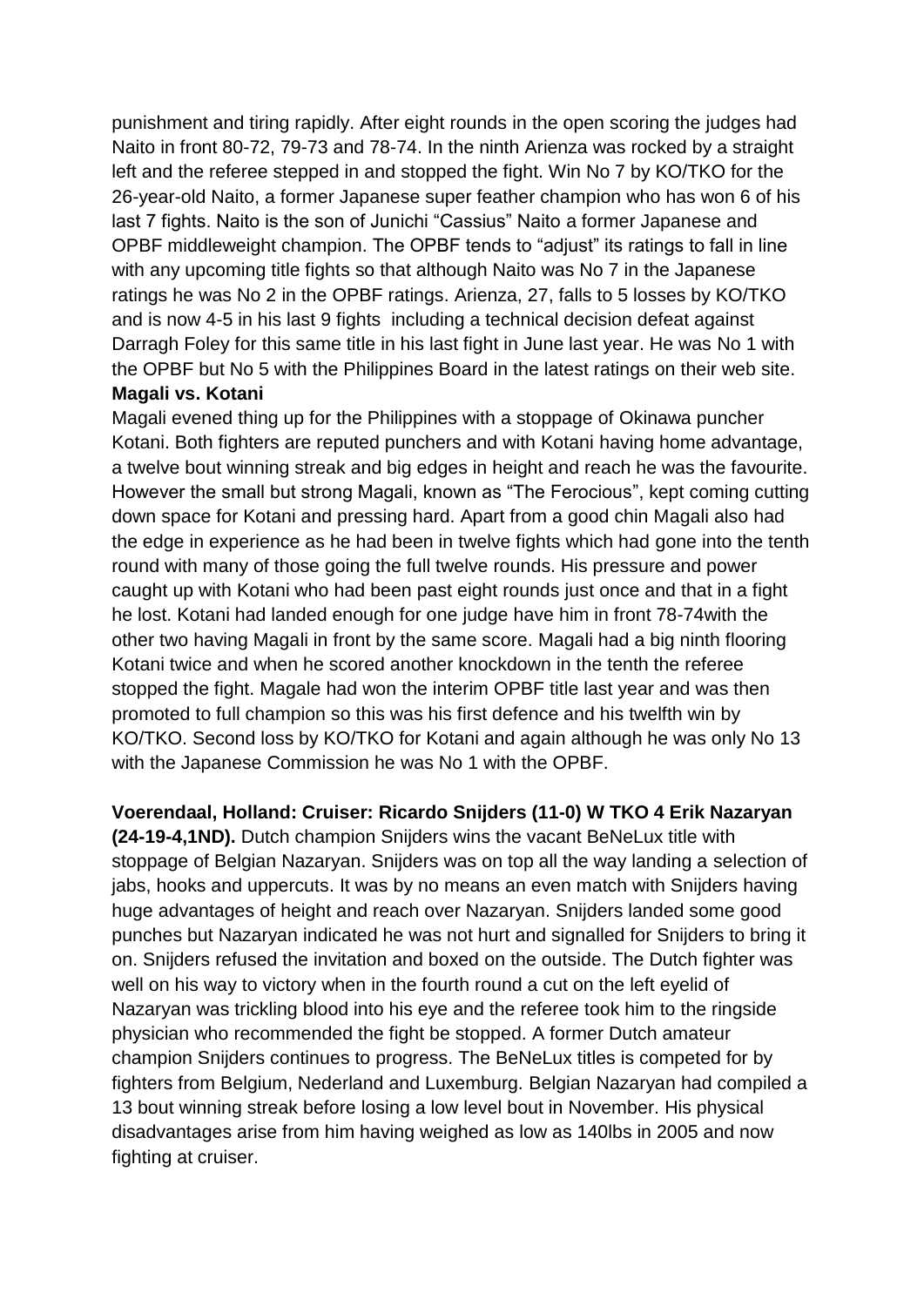punishment and tiring rapidly. After eight rounds in the open scoring the judges had Naito in front 80-72, 79-73 and 78-74. In the ninth Arienza was rocked by a straight left and the referee stepped in and stopped the fight. Win No 7 by KO/TKO for the 26-year-old Naito, a former Japanese super feather champion who has won 6 of his last 7 fights. Naito is the son of Junichi "Cassius" Naito a former Japanese and OPBF middleweight champion. The OPBF tends to "adjust" its ratings to fall in line with any upcoming title fights so that although Naito was No 7 in the Japanese ratings he was No 2 in the OPBF ratings. Arienza, 27, falls to 5 losses by KO/TKO and is now 4-5 in his last 9 fights including a technical decision defeat against Darragh Foley for this same title in his last fight in June last year. He was No 1 with the OPBF but No 5 with the Philippines Board in the latest ratings on their web site.

**Magali vs. Kotani**

Magali evened thing up for the Philippines with a stoppage of Okinawa puncher Kotani. Both fighters are reputed punchers and with Kotani having home advantage, a twelve bout winning streak and big edges in height and reach he was the favourite. However the small but strong Magali, known as "The Ferocious", kept coming cutting down space for Kotani and pressing hard. Apart from a good chin Magali also had the edge in experience as he had been in twelve fights which had gone into the tenth round with many of those going the full twelve rounds. His pressure and power caught up with Kotani who had been past eight rounds just once and that in a fight he lost. Kotani had landed enough for one judge have him in front 78-74with the other two having Magali in front by the same score. Magali had a big ninth flooring Kotani twice and when he scored another knockdown in the tenth the referee stopped the fight. Magale had won the interim OPBF title last year and was then promoted to full champion so this was his first defence and his twelfth win by KO/TKO. Second loss by KO/TKO for Kotani and again although he was only No 13 with the Japanese Commission he was No 1 with the OPBF.

**Voerendaal, Holland: Cruiser: Ricardo Snijders (11-0) W TKO 4 Erik Nazaryan (24-19-4,1ND).** Dutch champion Snijders wins the vacant BeNeLux title with stoppage of Belgian Nazaryan. Snijders was on top all the way landing a selection of jabs, hooks and uppercuts. It was by no means an even match with Snijders having huge advantages of height and reach over Nazaryan. Snijders landed some good punches but Nazaryan indicated he was not hurt and signalled for Snijders to bring it on. Snijders refused the invitation and boxed on the outside. The Dutch fighter was well on his way to victory when in the fourth round a cut on the left eyelid of Nazaryan was trickling blood into his eye and the referee took him to the ringside physician who recommended the fight be stopped. A former Dutch amateur champion Snijders continues to progress. The BeNeLux titles is competed for by fighters from Belgium, Nederland and Luxemburg. Belgian Nazaryan had compiled a 13 bout winning streak before losing a low level bout in November. His physical disadvantages arise from him having weighed as low as 140lbs in 2005 and now fighting at cruiser.